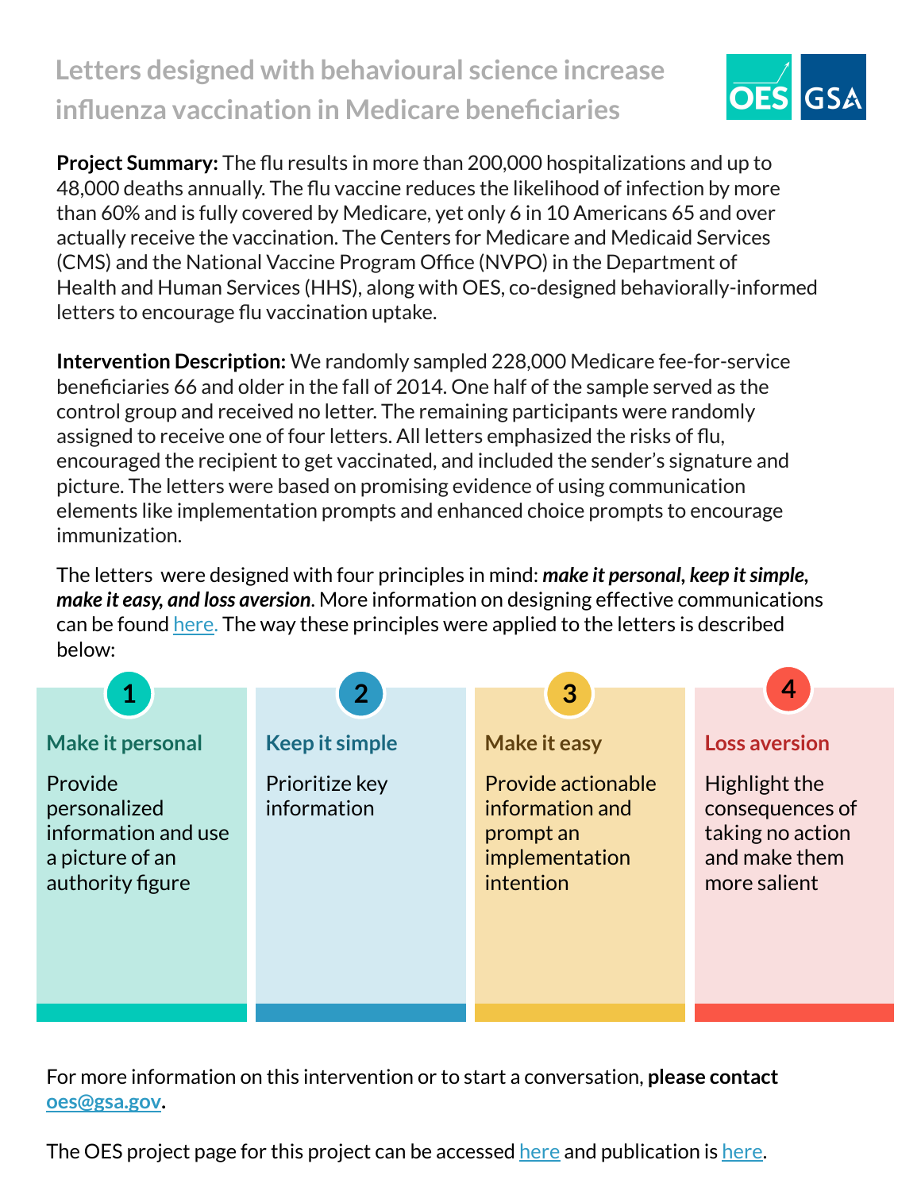# Letters designed with behavioural science increase influenza vaccination in Medicare beneficiaries

**Project Summary:** The flu results in more than 200,000 hospitalizations and up to 48,000 deaths annually. The flu vaccine reduces the likelihood of infection by more than 60% and is fully covered by Medicare, yet only 6 in 10 Americans 65 and over actually receive the vaccination. The Centers for Medicare and Medicaid Services (CMS) and the National Vaccine Program Office (NVPO) in the Department of Health and Human Services (HHS), along with OES, co-designed behaviorally-informed letters to encourage flu vaccination uptake.

**Intervention Description:** We randomly sampled 228,000 Medicare fee-for-service beneficiaries 66 and older in the fall of 2014. One half of the sample served as the control group and received no letter. The remaining participants were randomly assigned to receive one of four letters. All letters emphasized the risks of flu, encouraged the recipient to get vaccinated, and included the sender's signature and picture. The letters were based on promising evidence of using communication elements like implementation prompts and enhanced choice prompts to encourage immunization.

The letters were designed with four principles in mind: ***make it personal, keep it simple, make it easy, and loss aversion***. More information on designing effective communications can be found here. The way these principles were applied to the letters is described below:

**1. Make it personal**

Provide personalized information and use a picture of an authority figure

**2. Keep it simple**

Prioritize key information

**3. Make it easy**

Provide actionable information and prompt an implementation intention

**4. Loss aversion**

Highlight the consequences of taking no action and make them more salient

For more information on this intervention or to start a conversation, **please contact oes@gsa.gov**.

The OES project page for this project can be accessed here and publication is here.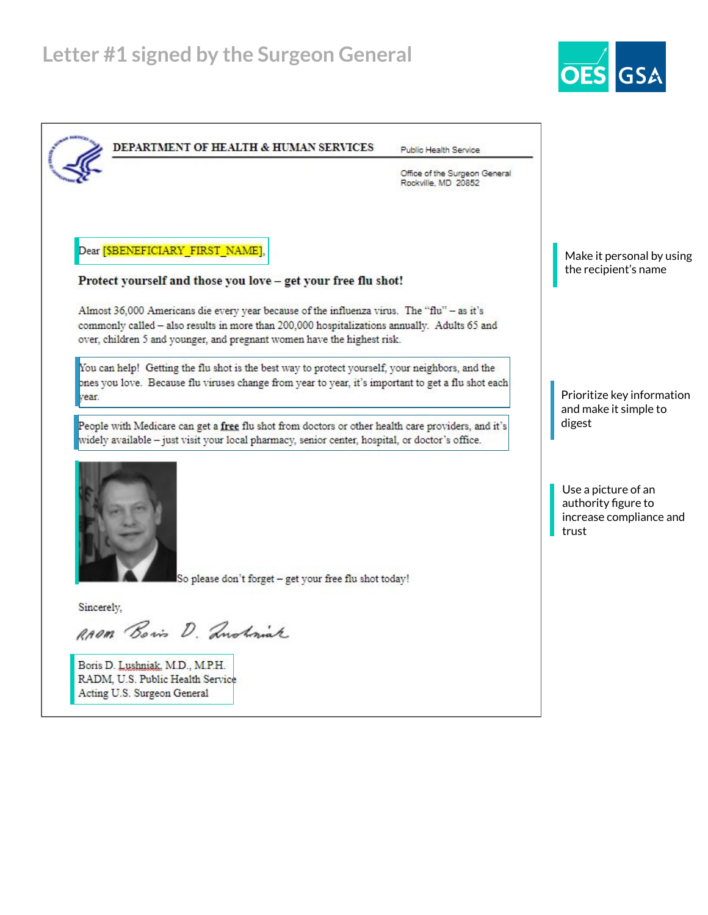# Letter #1 signed by the Surgeon General

**DEPARTMENT OF HEALTH & HUMAN SERVICES**

Public Health Service

Office of the Surgeon General
Rockville, MD 20852

Dear [$BENEFICIARY_FIRST_NAME],

**Protect yourself and those you love – get your free flu shot!**

Almost 36,000 Americans die every year because of the influenza virus. The "flu" – as it's commonly called – also results in more than 200,000 hospitalizations annually. Adults 65 and over, children 5 and younger, and pregnant women have the highest risk.

You can help! Getting the flu shot is the best way to protect yourself, your neighbors, and the ones you love. Because flu viruses change from year to year, it's important to get a flu shot each year.

People with Medicare can get a **free** flu shot from doctors or other health care providers, and it's widely available – just visit your local pharmacy, senior center, hospital, or doctor's office.

So please don't forget – get your free flu shot today!

Sincerely,

RADM Boris D. Lushniak

Boris D. Lushniak, M.D., M.P.H.
RADM, U.S. Public Health Service
Acting U.S. Surgeon General

Make it personal by using the recipient's name

Prioritize key information and make it simple to digest

Use a picture of an authority figure to increase compliance and trust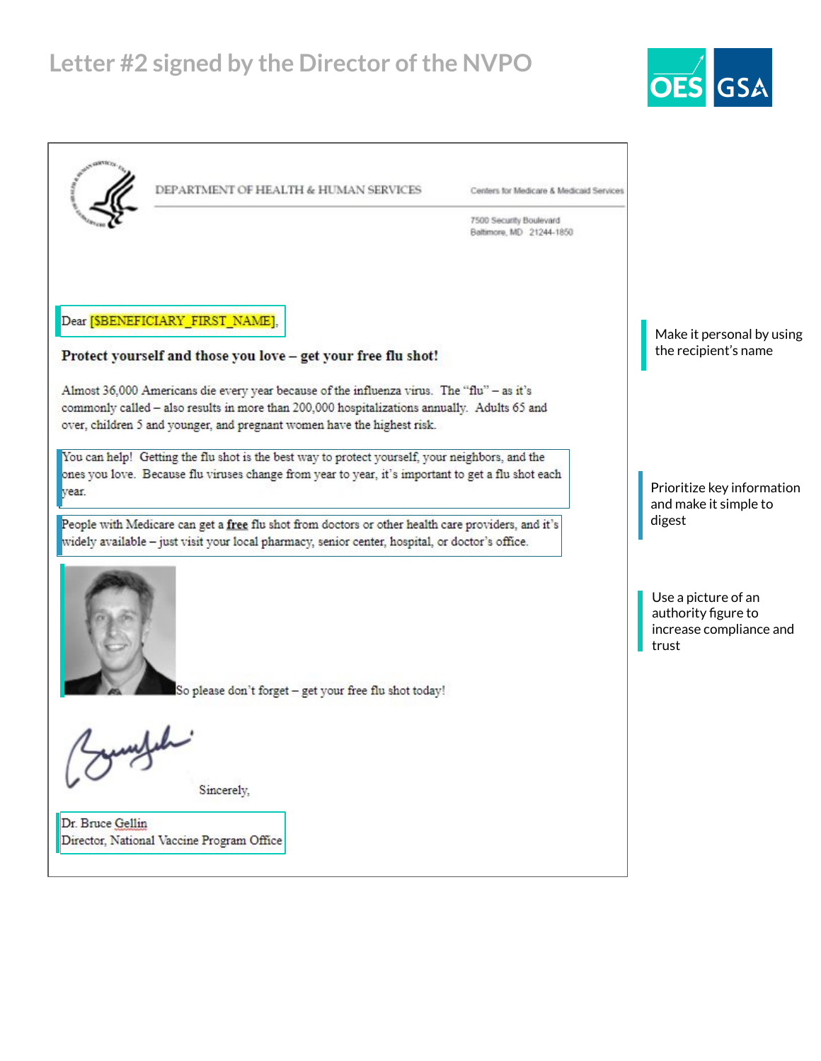# Letter #2 signed by the Director of the NVPO

DEPARTMENT OF HEALTH & HUMAN SERVICES

Centers for Medicare & Medicaid Services

7500 Security Boulevard
Baltimore, MD 21244-1850

Dear [$BENEFICIARY_FIRST_NAME],

**Protect yourself and those you love – get your free flu shot!**

Almost 36,000 Americans die every year because of the influenza virus. The "flu" – as it's commonly called – also results in more than 200,000 hospitalizations annually. Adults 65 and over, children 5 and younger, and pregnant women have the highest risk.

You can help! Getting the flu shot is the best way to protect yourself, your neighbors, and the ones you love. Because flu viruses change from year to year, it's important to get a flu shot each year.

People with Medicare can get a **free** flu shot from doctors or other health care providers, and it's widely available – just visit your local pharmacy, senior center, hospital, or doctor's office.

So please don't forget – get your free flu shot today!

Sincerely,

Dr. Bruce Gellin
Director, National Vaccine Program Office

---

Make it personal by using the recipient's name

Prioritize key information and make it simple to digest

Use a picture of an authority figure to increase compliance and trust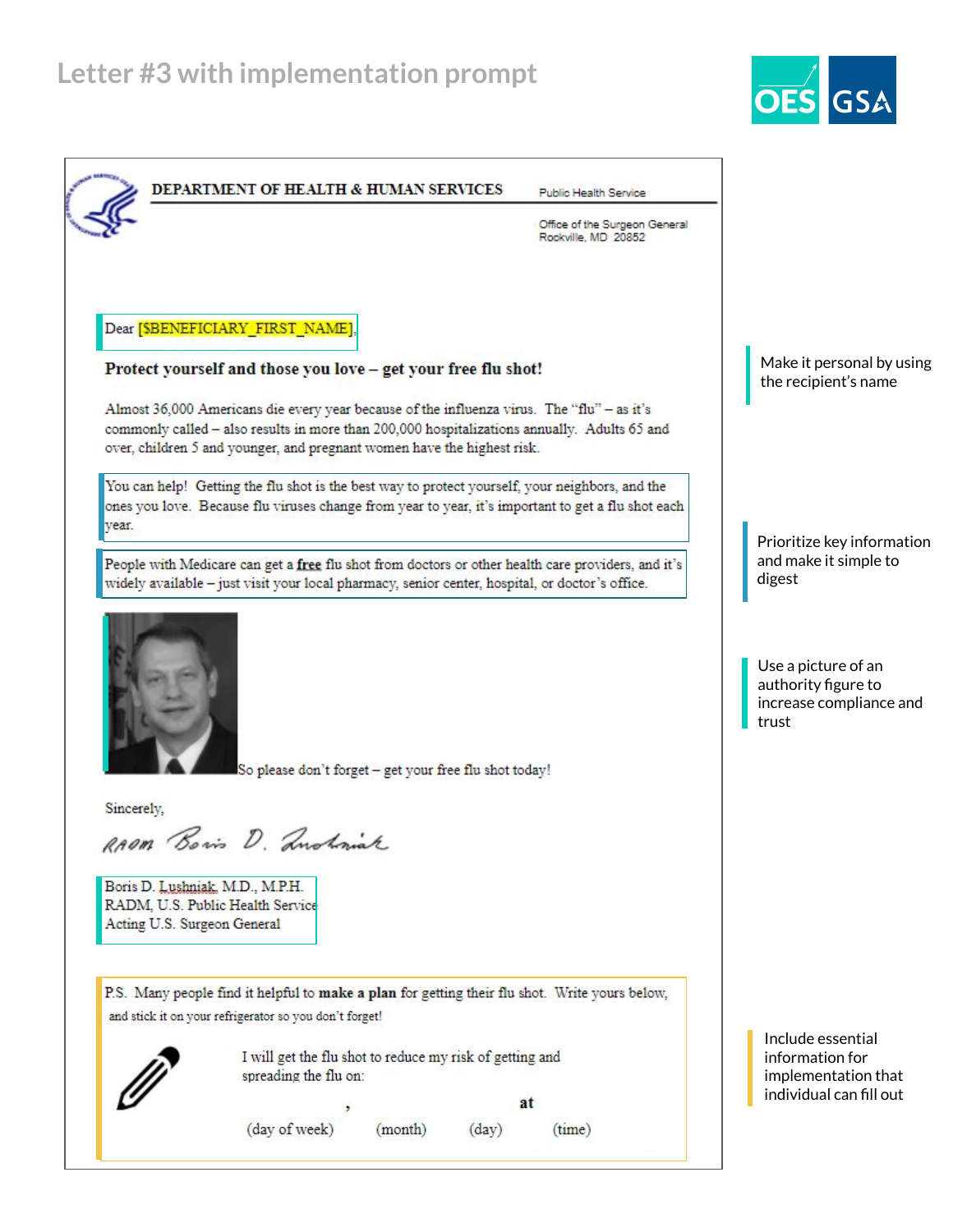# Letter #3 with implementation prompt

**DEPARTMENT OF HEALTH & HUMAN SERVICES**

Public Health Service

Office of the Surgeon General
Rockville, MD 20852

Dear [$BENEFICIARY_FIRST_NAME],

**Protect yourself and those you love – get your free flu shot!**

Almost 36,000 Americans die every year because of the influenza virus. The "flu" – as it's commonly called – also results in more than 200,000 hospitalizations annually. Adults 65 and over, children 5 and younger, and pregnant women have the highest risk.

You can help! Getting the flu shot is the best way to protect yourself, your neighbors, and the ones you love. Because flu viruses change from year to year, it's important to get a flu shot each year.

People with Medicare can get a **free** flu shot from doctors or other health care providers, and it's widely available – just visit your local pharmacy, senior center, hospital, or doctor's office.

So please don't forget – get your free flu shot today!

Sincerely,

RADM Boris D. Lushniak

Boris D. Lushniak, M.D., M.P.H.
RADM, U.S. Public Health Service
Acting U.S. Surgeon General

P.S. Many people find it helpful to **make a plan** for getting their flu shot. Write yours below, and stick it on your refrigerator so you don't forget!

I will get the flu shot to reduce my risk of getting and spreading the flu on:

______________ , ______________ ______________ **at** ______________
(day of week) (month) (day) (time)

Make it personal by using the recipient's name

Prioritize key information and make it simple to digest

Use a picture of an authority figure to increase compliance and trust

Include essential information for implementation that individual can fill out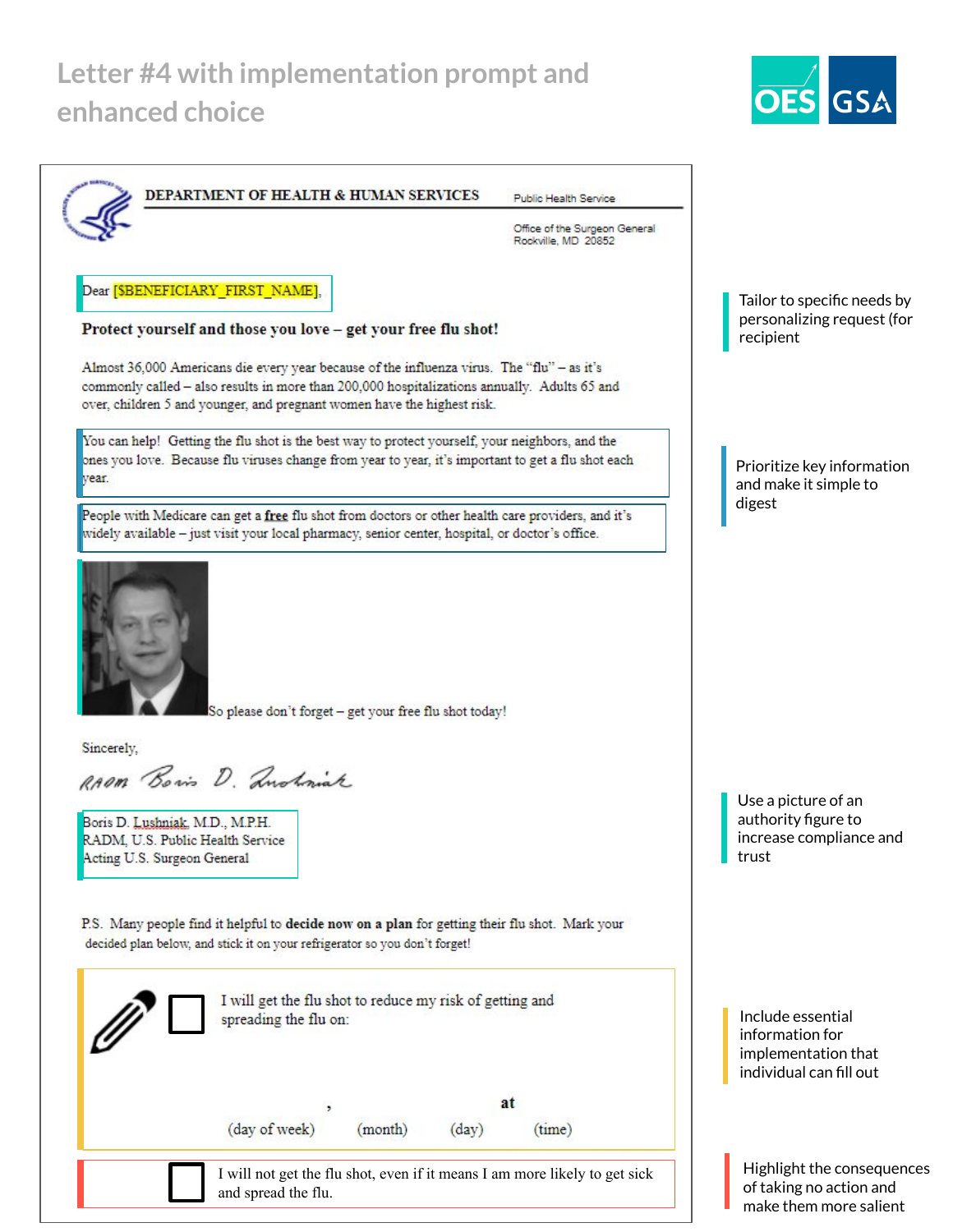# Letter #4 with implementation prompt and enhanced choice

OES GSA

DEPARTMENT OF HEALTH & HUMAN SERVICES

Public Health Service

Office of the Surgeon General
Rockville, MD 20852

Dear [$BENEFICIARY_FIRST_NAME],

Tailor to specific needs by personalizing request (for recipient

**Protect yourself and those you love – get your free flu shot!**

Almost 36,000 Americans die every year because of the influenza virus. The "flu" – as it's commonly called – also results in more than 200,000 hospitalizations annually. Adults 65 and over, children 5 and younger, and pregnant women have the highest risk.

You can help! Getting the flu shot is the best way to protect yourself, your neighbors, and the ones you love. Because flu viruses change from year to year, it's important to get a flu shot each year.

People with Medicare can get a **free** flu shot from doctors or other health care providers, and it's widely available – just visit your local pharmacy, senior center, hospital, or doctor's office.

Prioritize key information and make it simple to digest

So please don't forget – get your free flu shot today!

Sincerely,

RADM Boris D. Lushniak

Boris D. Lushniak, M.D., M.P.H.
RADM, U.S. Public Health Service
Acting U.S. Surgeon General

Use a picture of an authority figure to increase compliance and trust

P.S. Many people find it helpful to **decide now on a plan** for getting their flu shot. Mark your decided plan below, and stick it on your refrigerator so you don't forget!

☐ I will get the flu shot to reduce my risk of getting and spreading the flu on:

_________ , _________ _________ **at** _________
(day of week) (month) (day) (time)

Include essential information for implementation that individual can fill out

☐ I will not get the flu shot, even if it means I am more likely to get sick and spread the flu.

Highlight the consequences of taking no action and make them more salient